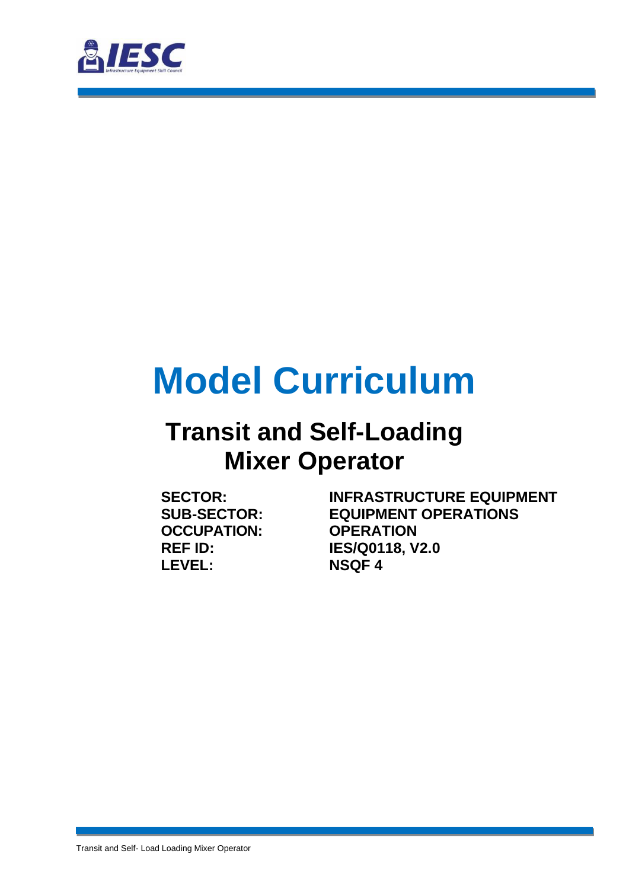# Model Curriculum

## Transit and Self-Loading Mixer Operator

**SECTOR:** INFRASTRUCTURE EQUIPMENT
**SUB-SECTOR:** EQUIPMENT OPERATIONS
**OCCUPATION:** OPERATION
**REF ID:** IES/Q0118, V2.0
**LEVEL:** NSQF 4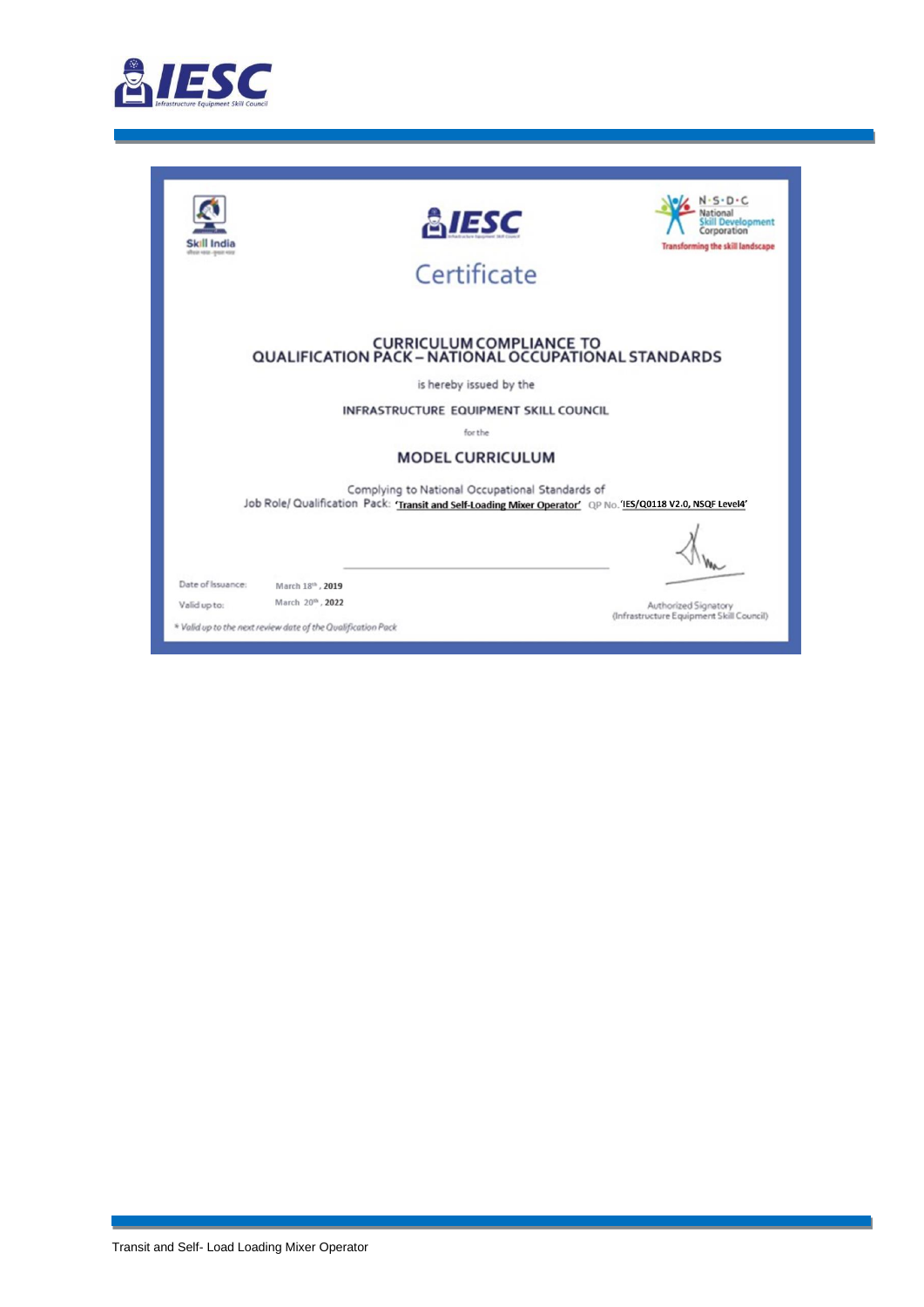# Certificate

## CURRICULUM COMPLIANCE TO QUALIFICATION PACK – NATIONAL OCCUPATIONAL STANDARDS

is hereby issued by the

**INFRASTRUCTURE EQUIPMENT SKILL COUNCIL**

for the

**MODEL CURRICULUM**

Complying to National Occupational Standards of
Job Role/ Qualification Pack: **'Transit and Self-Loading Mixer Operator'** QP No. **'IES/Q0118 V2.0, NSQF Level4'**

Date of Issuance: March 18th, **2019**

Valid up to: March 20th, **2022**

*\* Valid up to the next review date of the Qualification Pack*

Authorized Signatory
(Infrastructure Equipment Skill Council)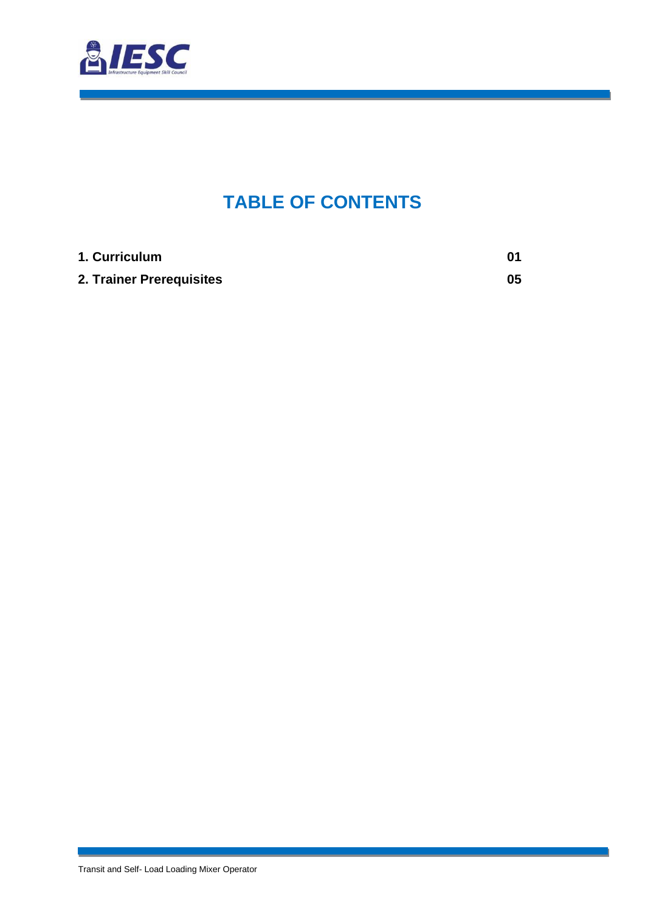# TABLE OF CONTENTS

| | |
|---|---|
| **1. Curriculum** | **01** |
| **2. Trainer Prerequisites** | **05** |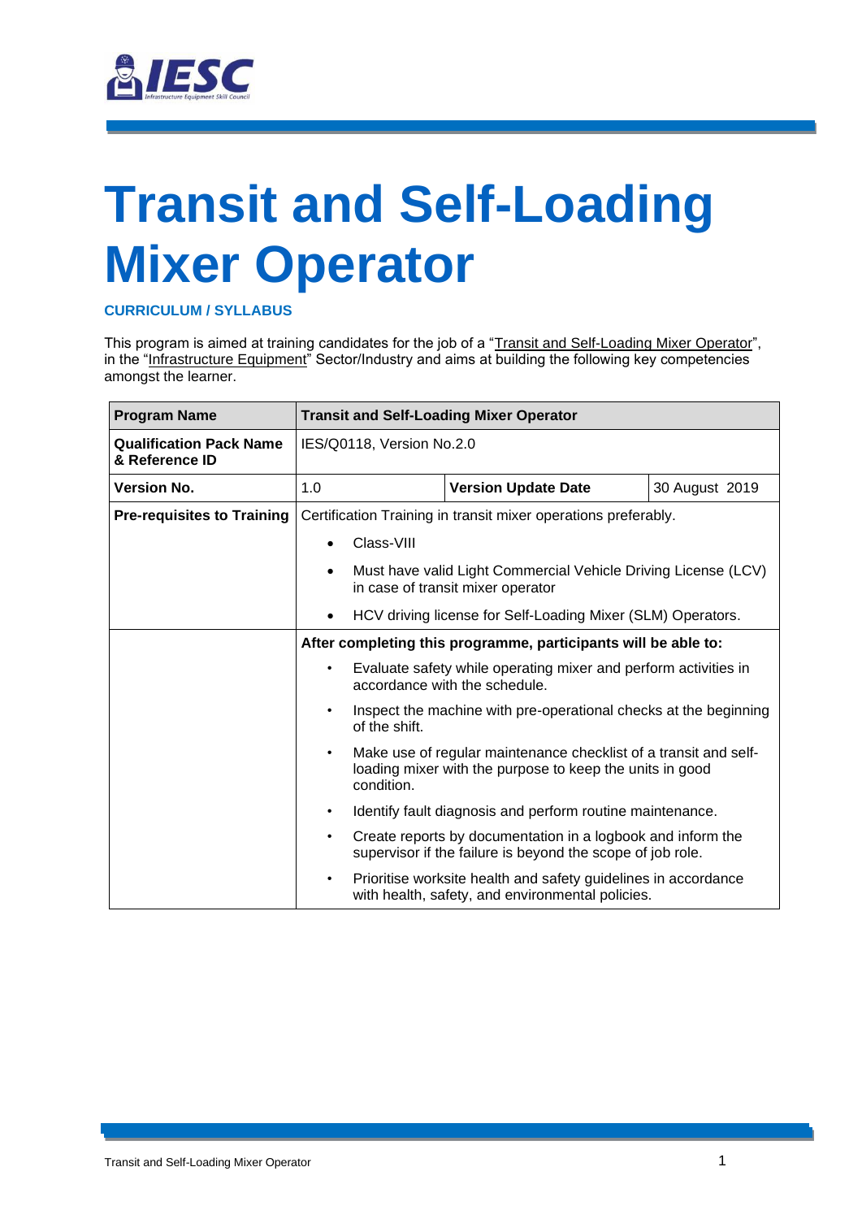# Transit and Self-Loading Mixer Operator

**CURRICULUM / SYLLABUS**

This program is aimed at training candidates for the job of a "Transit and Self-Loading Mixer Operator", in the "Infrastructure Equipment" Sector/Industry and aims at building the following key competencies amongst the learner.

| **Program Name** | **Transit and Self-Loading Mixer Operator** | | |
|---|---|---|---|
| **Qualification Pack Name & Reference ID** | IES/Q0118, Version No.2.0 | | |
| **Version No.** | 1.0 | **Version Update Date** | 30 August 2019 |
| **Pre-requisites to Training** | Certification Training in transit mixer operations preferably.<br>• Class-VIII<br>• Must have valid Light Commercial Vehicle Driving License (LCV) in case of transit mixer operator<br>• HCV driving license for Self-Loading Mixer (SLM) Operators. | | |
| | **After completing this programme, participants will be able to:**<br>• Evaluate safety while operating mixer and perform activities in accordance with the schedule.<br>• Inspect the machine with pre-operational checks at the beginning of the shift.<br>• Make use of regular maintenance checklist of a transit and self-loading mixer with the purpose to keep the units in good condition.<br>• Identify fault diagnosis and perform routine maintenance.<br>• Create reports by documentation in a logbook and inform the supervisor if the failure is beyond the scope of job role.<br>• Prioritise worksite health and safety guidelines in accordance with health, safety, and environmental policies. | | |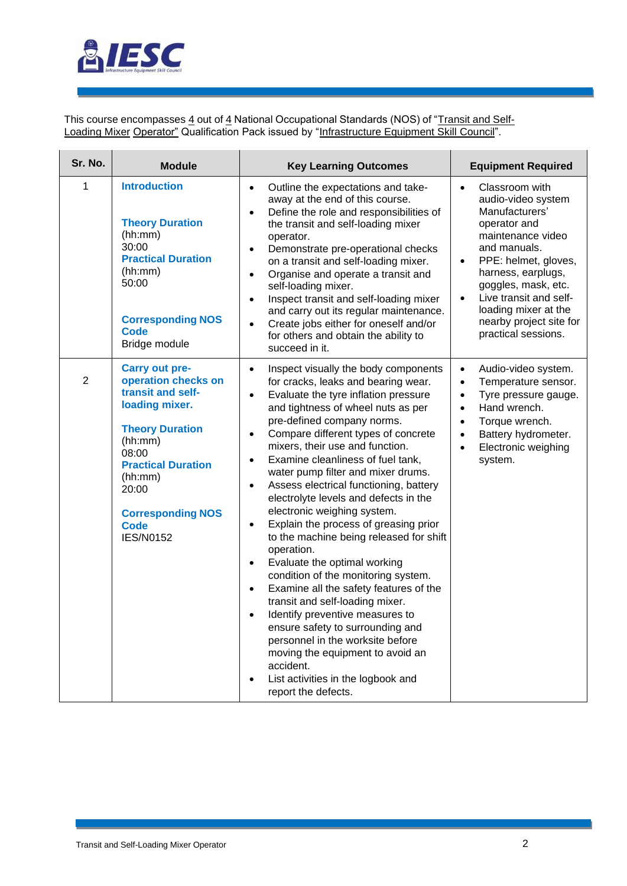This course encompasses 4 out of 4 National Occupational Standards (NOS) of "Transit and Self-Loading Mixer Operator" Qualification Pack issued by "Infrastructure Equipment Skill Council".

| Sr. No. | Module | Key Learning Outcomes | Equipment Required |
|---|---|---|---|
| 1 | **Introduction**<br><br>**Theory Duration** (hh:mm)<br>30:00<br>**Practical Duration** (hh:mm)<br>50:00<br><br>**Corresponding NOS Code**<br>Bridge module | • Outline the expectations and take-away at the end of this course.<br>• Define the role and responsibilities of the transit and self-loading mixer operator.<br>• Demonstrate pre-operational checks on a transit and self-loading mixer.<br>• Organise and operate a transit and self-loading mixer.<br>• Inspect transit and self-loading mixer and carry out its regular maintenance.<br>• Create jobs either for oneself and/or for others and obtain the ability to succeed in it. | • Classroom with audio-video system Manufacturers' operator and maintenance video and manuals.<br>• PPE: helmet, gloves, harness, earplugs, goggles, mask, etc.<br>• Live transit and self-loading mixer at the nearby project site for practical sessions. |
| 2 | **Carry out pre-operation checks on transit and self-loading mixer.**<br><br>**Theory Duration** (hh:mm)<br>08:00<br>**Practical Duration** (hh:mm)<br>20:00<br><br>**Corresponding NOS Code**<br>IES/N0152 | • Inspect visually the body components for cracks, leaks and bearing wear.<br>• Evaluate the tyre inflation pressure and tightness of wheel nuts as per pre-defined company norms.<br>• Compare different types of concrete mixers, their use and function.<br>• Examine cleanliness of fuel tank, water pump filter and mixer drums.<br>• Assess electrical functioning, battery electrolyte levels and defects in the electronic weighing system.<br>• Explain the process of greasing prior to the machine being released for shift operation.<br>• Evaluate the optimal working condition of the monitoring system.<br>• Examine all the safety features of the transit and self-loading mixer.<br>• Identify preventive measures to ensure safety to surrounding and personnel in the worksite before moving the equipment to avoid an accident.<br>• List activities in the logbook and report the defects. | • Audio-video system.<br>• Temperature sensor.<br>• Tyre pressure gauge.<br>• Hand wrench.<br>• Torque wrench.<br>• Battery hydrometer.<br>• Electronic weighing system. |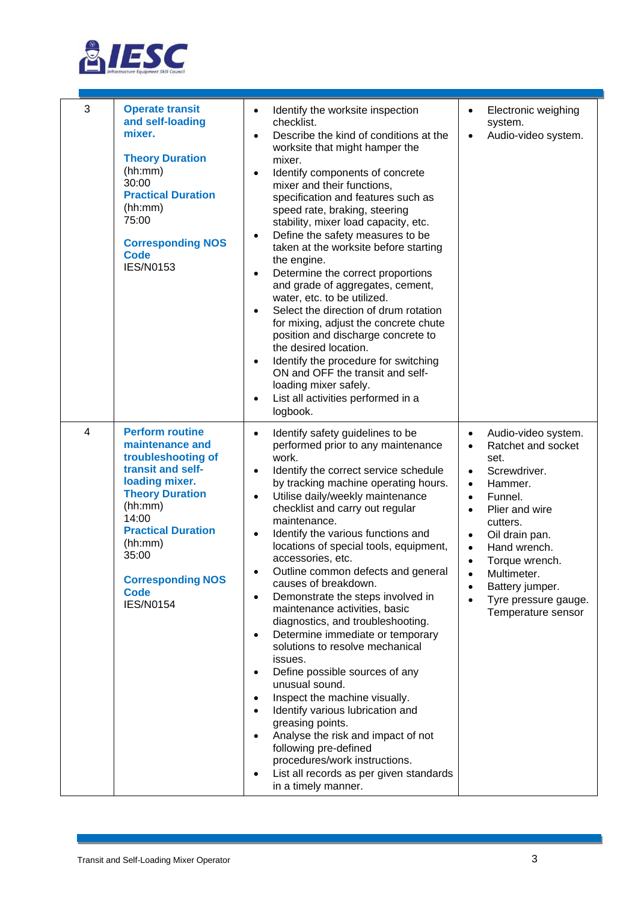| 3 | **Operate transit and self-loading mixer.**<br><br>**Theory Duration** (hh:mm)<br>30:00<br>**Practical Duration** (hh:mm)<br>75:00<br><br>**Corresponding NOS Code**<br>IES/N0153 | • Identify the worksite inspection checklist.<br>• Describe the kind of conditions at the worksite that might hamper the mixer.<br>• Identify components of concrete mixer and their functions, specification and features such as speed rate, braking, steering stability, mixer load capacity, etc.<br>• Define the safety measures to be taken at the worksite before starting the engine.<br>• Determine the correct proportions and grade of aggregates, cement, water, etc. to be utilized.<br>• Select the direction of drum rotation for mixing, adjust the concrete chute position and discharge concrete to the desired location.<br>• Identify the procedure for switching ON and OFF the transit and self-loading mixer safely.<br>• List all activities performed in a logbook. | • Electronic weighing system.<br>• Audio-video system. |
|---|---|---|---|
| 4 | **Perform routine maintenance and troubleshooting of transit and self-loading mixer.**<br>**Theory Duration** (hh:mm)<br>14:00<br>**Practical Duration** (hh:mm)<br>35:00<br><br>**Corresponding NOS Code**<br>IES/N0154 | • Identify safety guidelines to be performed prior to any maintenance work.<br>• Identify the correct service schedule by tracking machine operating hours.<br>• Utilise daily/weekly maintenance checklist and carry out regular maintenance.<br>• Identify the various functions and locations of special tools, equipment, accessories, etc.<br>• Outline common defects and general causes of breakdown.<br>• Demonstrate the steps involved in maintenance activities, basic diagnostics, and troubleshooting.<br>• Determine immediate or temporary solutions to resolve mechanical issues.<br>• Define possible sources of any unusual sound.<br>• Inspect the machine visually.<br>• Identify various lubrication and greasing points.<br>• Analyse the risk and impact of not following pre-defined procedures/work instructions.<br>• List all records as per given standards in a timely manner. | • Audio-video system.<br>• Ratchet and socket set.<br>• Screwdriver.<br>• Hammer.<br>• Funnel.<br>• Plier and wire cutters.<br>• Oil drain pan.<br>• Hand wrench.<br>• Torque wrench.<br>• Multimeter.<br>• Battery jumper.<br>• Tyre pressure gauge. Temperature sensor |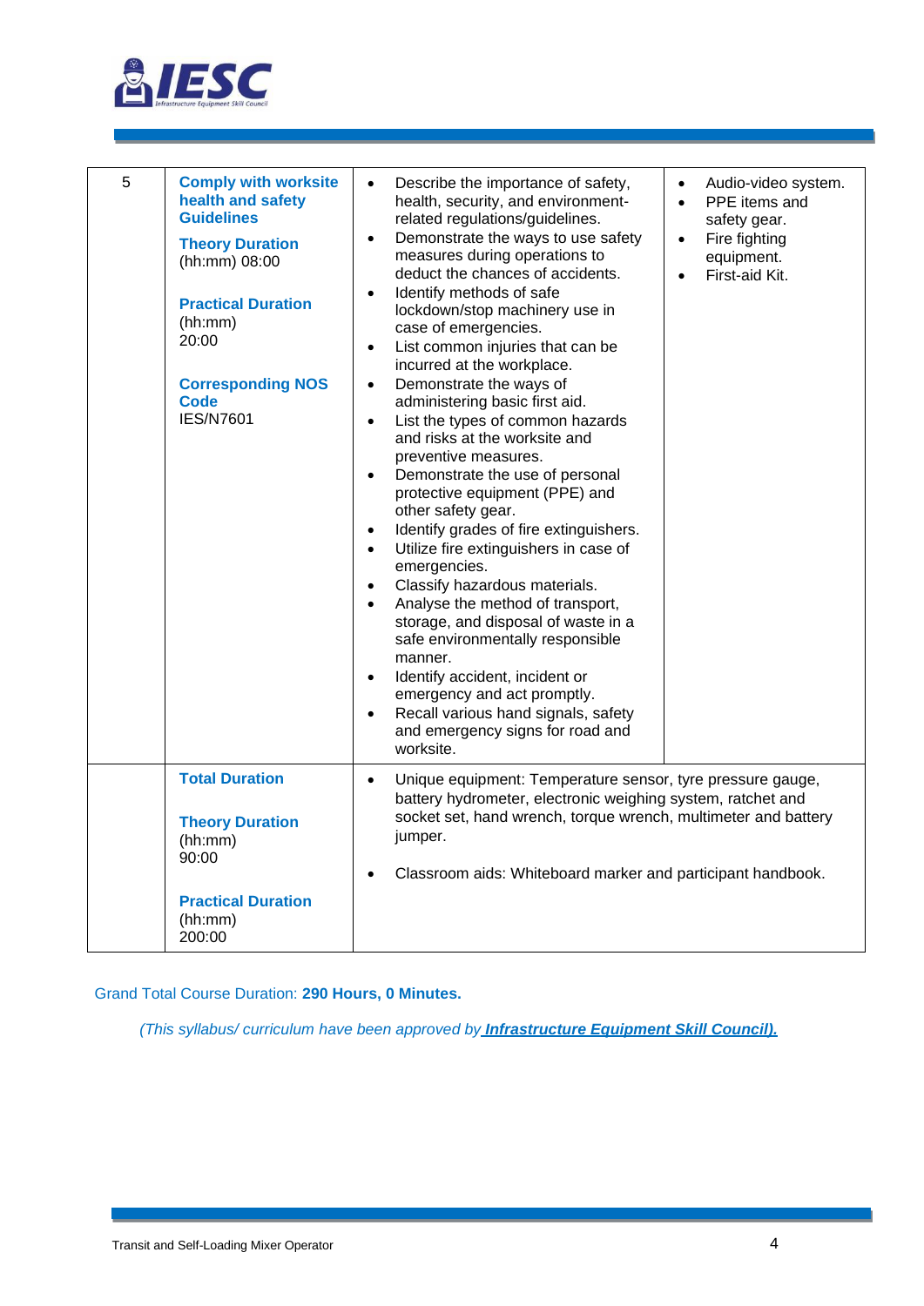| 5 | **Comply with worksite health and safety Guidelines**<br><br>**Theory Duration** (hh:mm) 08:00<br><br>**Practical Duration** (hh:mm) 20:00<br><br>**Corresponding NOS Code** IES/N7601 | • Describe the importance of safety, health, security, and environment-related regulations/guidelines.<br>• Demonstrate the ways to use safety measures during operations to deduct the chances of accidents.<br>• Identify methods of safe lockdown/stop machinery use in case of emergencies.<br>• List common injuries that can be incurred at the workplace.<br>• Demonstrate the ways of administering basic first aid.<br>• List the types of common hazards and risks at the worksite and preventive measures.<br>• Demonstrate the use of personal protective equipment (PPE) and other safety gear.<br>• Identify grades of fire extinguishers.<br>• Utilize fire extinguishers in case of emergencies.<br>• Classify hazardous materials.<br>• Analyse the method of transport, storage, and disposal of waste in a safe environmentally responsible manner.<br>• Identify accident, incident or emergency and act promptly.<br>• Recall various hand signals, safety and emergency signs for road and worksite. | • Audio-video system.<br>• PPE items and safety gear.<br>• Fire fighting equipment.<br>• First-aid Kit. |
|---|---|---|---|
| | **Total Duration**<br><br>**Theory Duration** (hh:mm) 90:00<br><br>**Practical Duration** (hh:mm) 200:00 | • Unique equipment: Temperature sensor, tyre pressure gauge, battery hydrometer, electronic weighing system, ratchet and socket set, hand wrench, torque wrench, multimeter and battery jumper.<br><br>• Classroom aids: Whiteboard marker and participant handbook. | |

Grand Total Course Duration: **290 Hours, 0 Minutes.**

*(This syllabus/ curriculum have been approved by* ***Infrastructure Equipment Skill Council).***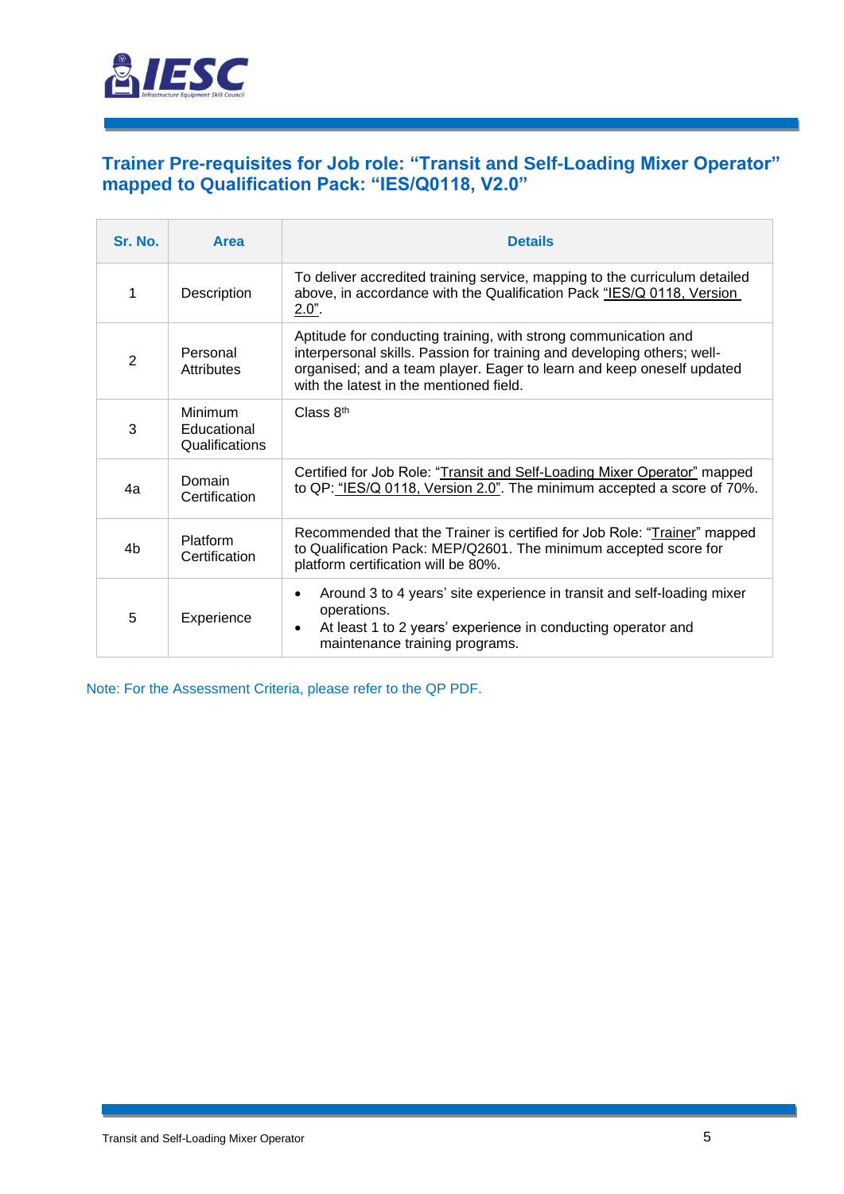## Trainer Pre-requisites for Job role: "Transit and Self-Loading Mixer Operator" mapped to Qualification Pack: "IES/Q0118, V2.0"

| Sr. No. | Area | Details |
|---|---|---|
| 1 | Description | To deliver accredited training service, mapping to the curriculum detailed above, in accordance with the Qualification Pack "IES/Q 0118, Version 2.0". |
| 2 | Personal Attributes | Aptitude for conducting training, with strong communication and interpersonal skills. Passion for training and developing others; well-organised; and a team player. Eager to learn and keep oneself updated with the latest in the mentioned field. |
| 3 | Minimum Educational Qualifications | Class 8th |
| 4a | Domain Certification | Certified for Job Role: "Transit and Self-Loading Mixer Operator" mapped to QP: "IES/Q 0118, Version 2.0". The minimum accepted a score of 70%. |
| 4b | Platform Certification | Recommended that the Trainer is certified for Job Role: "Trainer" mapped to Qualification Pack: MEP/Q2601. The minimum accepted score for platform certification will be 80%. |
| 5 | Experience | • Around 3 to 4 years' site experience in transit and self-loading mixer operations.<br>• At least 1 to 2 years' experience in conducting operator and maintenance training programs. |

Note: For the Assessment Criteria, please refer to the QP PDF.